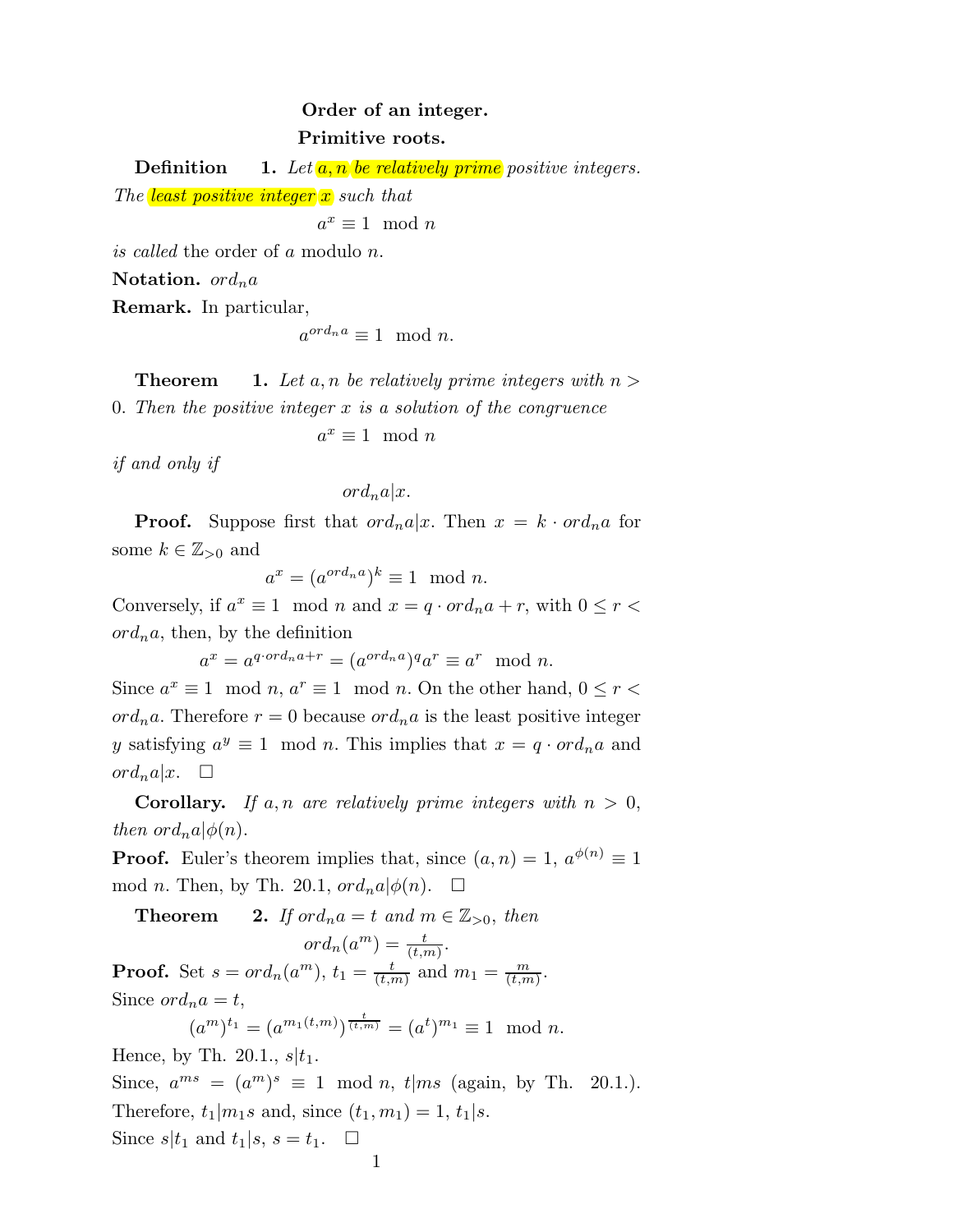**Order of an integer.**
**Primitive roots.**

**Definition 1.** *Let $a, n$ be relatively prime positive integers. The least positive integer $x$ such that*

$$a^x \equiv 1 \mod n$$

*is called* the order of $a$ modulo $n$.

**Notation.** $ord_n a$

**Remark.** In particular,

$$a^{ord_n a} \equiv 1 \mod n.$$

**Theorem 1.** *Let $a, n$ be relatively prime integers with $n > 0$. Then the positive integer $x$ is a solution of the congruence*

$$a^x \equiv 1 \mod n$$

*if and only if*

$$ord_n a | x.$$

**Proof.** Suppose first that $ord_n a | x$. Then $x = k \cdot ord_n a$ for some $k \in \mathbb{Z}_{>0}$ and

$$a^x = (a^{ord_n a})^k \equiv 1 \mod n.$$

Conversely, if $a^x \equiv 1 \mod n$ and $x = q \cdot ord_n a + r$, with $0 \le r < ord_n a$, then, by the definition

$$a^x = a^{q \cdot ord_n a + r} = (a^{ord_n a})^q a^r \equiv a^r \mod n.$$

Since $a^x \equiv 1 \mod n$, $a^r \equiv 1 \mod n$. On the other hand, $0 \le r < ord_n a$. Therefore $r = 0$ because $ord_n a$ is the least positive integer $y$ satisfying $a^y \equiv 1 \mod n$. This implies that $x = q \cdot ord_n a$ and $ord_n a | x$. $\square$

**Corollary.** *If $a, n$ are relatively prime integers with $n > 0$, then $ord_n a | \phi(n)$.*

**Proof.** Euler's theorem implies that, since $(a, n) = 1$, $a^{\phi(n)} \equiv 1 \mod n$. Then, by Th. 20.1, $ord_n a | \phi(n)$. $\square$

**Theorem 2.** *If $ord_n a = t$ and $m \in \mathbb{Z}_{>0}$, then*

$$ord_n(a^m) = \frac{t}{(t,m)}.$$

**Proof.** Set $s = ord_n(a^m)$, $t_1 = \frac{t}{(t,m)}$ and $m_1 = \frac{m}{(t,m)}$.
Since $ord_n a = t$,

$$(a^m)^{t_1} = (a^{m_1 (t,m)})^{\frac{t}{(t,m)}} = (a^t)^{m_1} \equiv 1 \mod n.$$

Hence, by Th. 20.1., $s | t_1$.
Since, $a^{ms} = (a^m)^s \equiv 1 \mod n$, $t | ms$ (again, by Th. 20.1.).
Therefore, $t_1 | m_1 s$ and, since $(t_1, m_1) = 1$, $t_1 | s$.
Since $s | t_1$ and $t_1 | s$, $s = t_1$. $\square$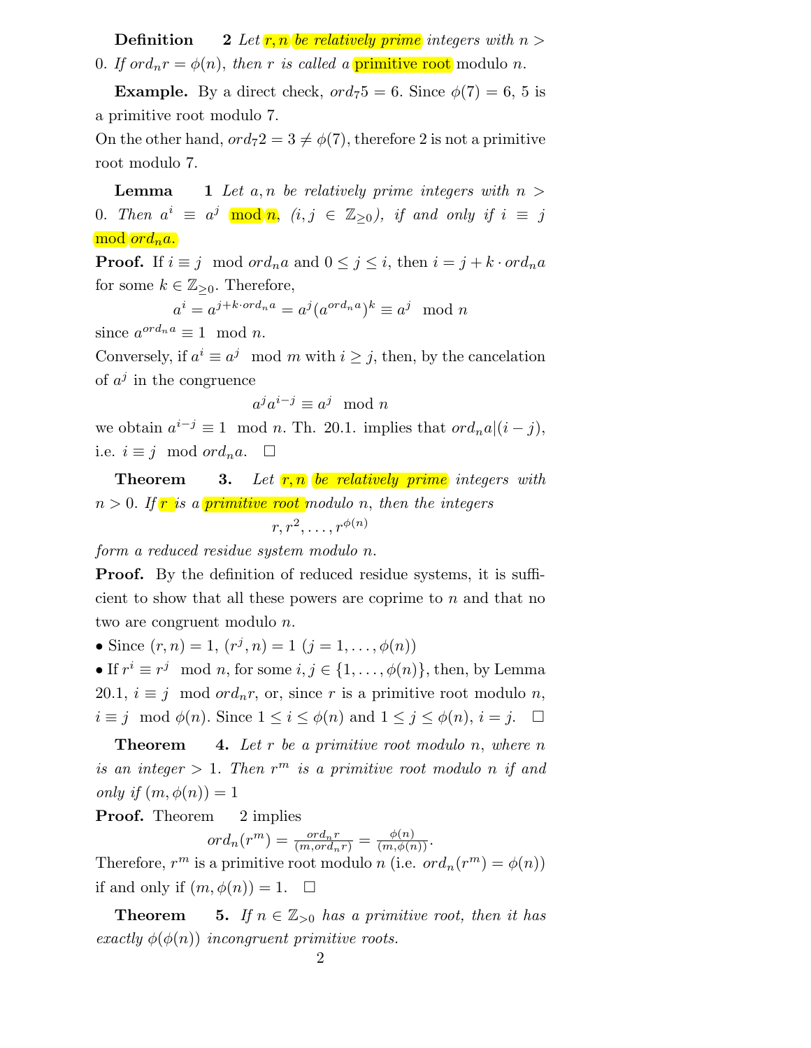**Definition 2** *Let $r, n$ be relatively prime integers with $n > 0$. If $ord_n r = \phi(n)$, then $r$ is called a primitive root modulo $n$.*

**Example.** By a direct check, $ord_7 5 = 6$. Since $\phi(7) = 6$, 5 is a primitive root modulo 7.
On the other hand, $ord_7 2 = 3 \neq \phi(7)$, therefore 2 is not a primitive root modulo 7.

**Lemma 1** *Let $a, n$ be relatively prime integers with $n > 0$. Then $a^i \equiv a^j \mod n$, $(i, j \in \mathbb{Z}_{\geq 0})$, if and only if $i \equiv j \mod ord_n a$.*

**Proof.** If $i \equiv j \mod ord_n a$ and $0 \leq j \leq i$, then $i = j + k \cdot ord_n a$ for some $k \in \mathbb{Z}_{\geq 0}$. Therefore,

$$a^i = a^{j + k \cdot ord_n a} = a^j (a^{ord_n a})^k \equiv a^j \mod n$$

since $a^{ord_n a} \equiv 1 \mod n$.
Conversely, if $a^i \equiv a^j \mod m$ with $i \geq j$, then, by the cancelation of $a^j$ in the congruence

$$a^j a^{i-j} \equiv a^j \mod n$$

we obtain $a^{i-j} \equiv 1 \mod n$. Th. 20.1. implies that $ord_n a | (i - j)$, i.e. $i \equiv j \mod ord_n a$. □

**Theorem 3.** *Let $r, n$ be relatively prime integers with $n > 0$. If $r$ is a primitive root modulo $n$, then the integers*

$$r, r^2, \ldots, r^{\phi(n)}$$

*form a reduced residue system modulo $n$.*

**Proof.** By the definition of reduced residue systems, it is sufficient to show that all these powers are coprime to $n$ and that no two are congruent modulo $n$.

- Since $(r, n) = 1$, $(r^j, n) = 1$ $(j = 1, \ldots, \phi(n))$
- If $r^i \equiv r^j \mod n$, for some $i, j \in \{1, \ldots, \phi(n)\}$, then, by Lemma 20.1, $i \equiv j \mod ord_n r$, or, since $r$ is a primitive root modulo $n$, $i \equiv j \mod \phi(n)$. Since $1 \leq i \leq \phi(n)$ and $1 \leq j \leq \phi(n)$, $i = j$. □

**Theorem 4.** *Let $r$ be a primitive root modulo $n$, where $n$ is an integer $> 1$. Then $r^m$ is a primitive root modulo $n$ if and only if $(m, \phi(n)) = 1$*

**Proof.** Theorem 2 implies

$$ord_n(r^m) = \frac{ord_n r}{(m, ord_n r)} = \frac{\phi(n)}{(m, \phi(n))}.$$

Therefore, $r^m$ is a primitive root modulo $n$ (i.e. $ord_n(r^m) = \phi(n)$) if and only if $(m, \phi(n)) = 1$. □

**Theorem 5.** *If $n \in \mathbb{Z}_{>0}$ has a primitive root, then it has exactly $\phi(\phi(n))$ incongruent primitive roots.*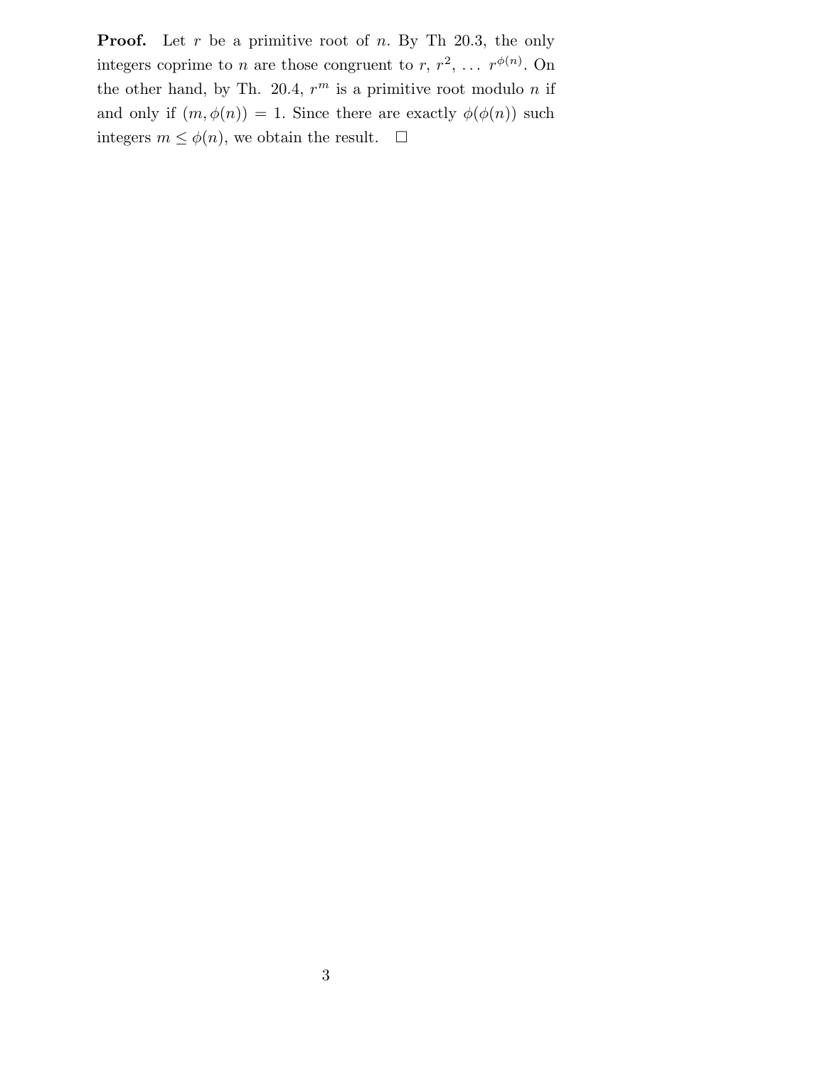**Proof.** Let $r$ be a primitive root of $n$. By Th 20.3, the only integers coprime to $n$ are those congruent to $r$, $r^2$, $\ldots$ $r^{\phi(n)}$. On the other hand, by Th. 20.4, $r^m$ is a primitive root modulo $n$ if and only if $(m, \phi(n)) = 1$. Since there are exactly $\phi(\phi(n))$ such integers $m \leq \phi(n)$, we obtain the result. $\square$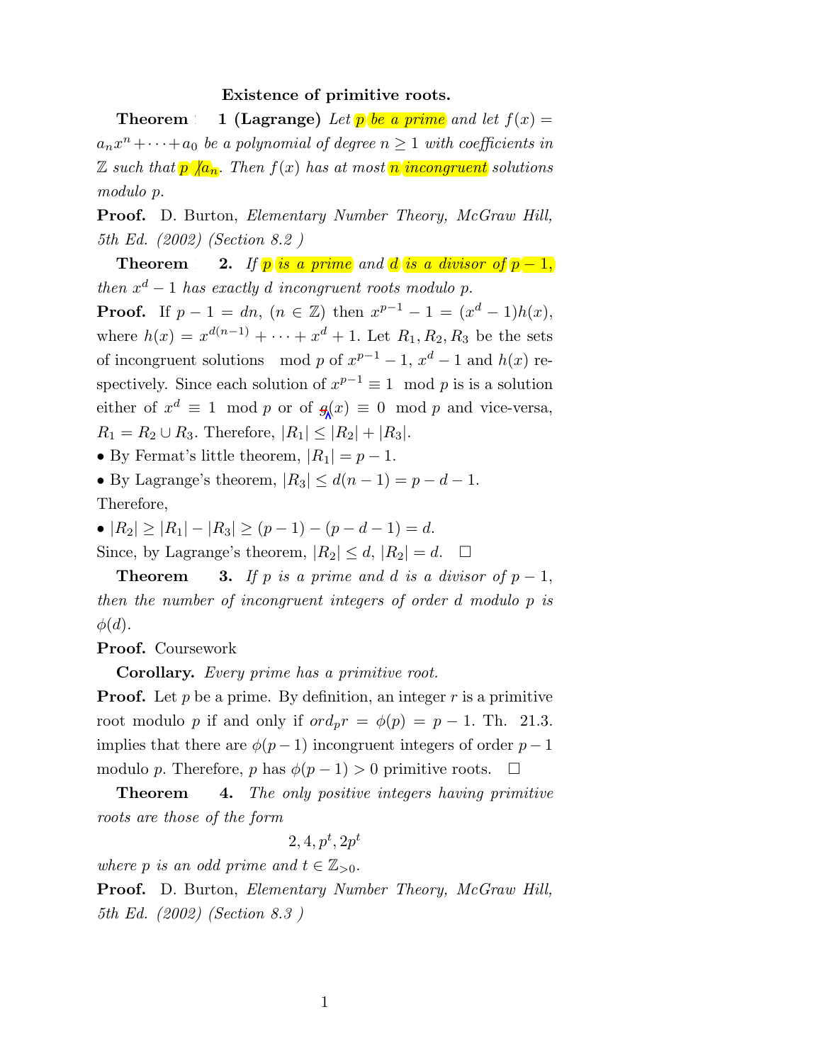## Existence of primitive roots.

**Theorem 1 (Lagrange)** *Let $p$ be a prime and let $f(x) = a_nx^n + \cdots + a_0$ be a polynomial of degree $n \geq 1$ with coefficients in $\mathbb{Z}$ such that $p \nmid a_n$. Then $f(x)$ has at most $n$ incongruent solutions modulo $p$.*

**Proof.** D. Burton, *Elementary Number Theory, McGraw Hill, 5th Ed. (2002) (Section 8.2 )*

**Theorem 2.** *If $p$ is a prime and $d$ is a divisor of $p-1$, then $x^d - 1$ has exactly $d$ incongruent roots modulo $p$.*

**Proof.** If $p - 1 = dn$, $(n \in \mathbb{Z})$ then $x^{p-1} - 1 = (x^d - 1)h(x)$, where $h(x) = x^{d(n-1)} + \cdots + x^d + 1$. Let $R_1, R_2, R_3$ be the sets of incongruent solutions mod $p$ of $x^{p-1} - 1$, $x^d - 1$ and $h(x)$ respectively. Since each solution of $x^{p-1} \equiv 1 \mod p$ is is a solution either of $x^d \equiv 1 \mod p$ or of $g(x) \equiv 0 \mod p$ and vice-versa, $R_1 = R_2 \cup R_3$. Therefore, $|R_1| \leq |R_2| + |R_3|$.

- By Fermat's little theorem, $|R_1| = p - 1$.
- By Lagrange's theorem, $|R_3| \leq d(n-1) = p - d - 1$.

Therefore,

- $|R_2| \geq |R_1| - |R_3| \geq (p-1) - (p-d-1) = d$.

Since, by Lagrange's theorem, $|R_2| \leq d$, $|R_2| = d$. □

**Theorem 3.** *If $p$ is a prime and $d$ is a divisor of $p-1$, then the number of incongruent integers of order $d$ modulo $p$ is $\phi(d)$.*

**Proof.** Coursework

**Corollary.** *Every prime has a primitive root.*

**Proof.** Let $p$ be a prime. By definition, an integer $r$ is a primitive root modulo $p$ if and only if $ord_p r = \phi(p) = p - 1$. Th. 21.3. implies that there are $\phi(p-1)$ incongruent integers of order $p-1$ modulo $p$. Therefore, $p$ has $\phi(p-1) > 0$ primitive roots. □

**Theorem 4.** *The only positive integers having primitive roots are those of the form*

$$2, 4, p^t, 2p^t$$

*where $p$ is an odd prime and $t \in \mathbb{Z}_{>0}$.*

**Proof.** D. Burton, *Elementary Number Theory, McGraw Hill, 5th Ed. (2002) (Section 8.3 )*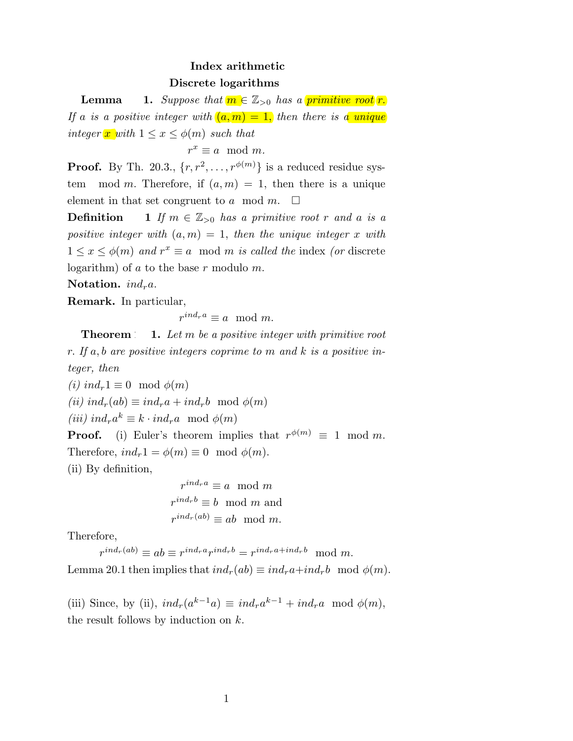# Index arithmetic

## Discrete logarithms

**Lemma 1.** *Suppose that $m \in \mathbb{Z}_{>0}$ has a primitive root $r$. If $a$ is a positive integer with $(a, m) = 1$, then there is a unique integer $x$ with $1 \leq x \leq \phi(m)$ such that*

$$r^x \equiv a \mod m.$$

**Proof.** By Th. 20.3., $\{r, r^2, \ldots, r^{\phi(m)}\}$ is a reduced residue system $\mod m$. Therefore, if $(a, m) = 1$, then there is a unique element in that set congruent to $a \mod m$. □

**Definition 1** *If $m \in \mathbb{Z}_{>0}$ has a primitive root $r$ and $a$ is a positive integer with $(a, m) = 1$, then the unique integer $x$ with $1 \leq x \leq \phi(m)$ and $r^x \equiv a \mod m$ is called the* index *(or* discrete logarithm) of $a$ to the base $r$ modulo $m$.

**Notation.** $ind_r a$.

**Remark.** In particular,

$$r^{ind_r a} \equiv a \mod m.$$

**Theorem 1.** *Let $m$ be a positive integer with primitive root $r$. If $a, b$ are positive integers coprime to $m$ and $k$ is a positive integer, then*

*(i)* $ind_r 1 \equiv 0 \mod \phi(m)$

*(ii)* $ind_r(ab) \equiv ind_r a + ind_r b \mod \phi(m)$

*(iii)* $ind_r a^k \equiv k \cdot ind_r a \mod \phi(m)$

**Proof.** (i) Euler's theorem implies that $r^{\phi(m)} \equiv 1 \mod m$. Therefore, $ind_r 1 = \phi(m) \equiv 0 \mod \phi(m)$.

(ii) By definition,

$$r^{ind_r a} \equiv a \mod m$$
$$r^{ind_r b} \equiv b \mod m \text{ and}$$
$$r^{ind_r(ab)} \equiv ab \mod m.$$

Therefore,

$$r^{ind_r(ab)} \equiv ab \equiv r^{ind_r a} r^{ind_r b} = r^{ind_r a + ind_r b} \mod m.$$

Lemma 20.1 then implies that $ind_r(ab) \equiv ind_r a + ind_r b \mod \phi(m)$.

(iii) Since, by (ii), $ind_r(a^{k-1}a) \equiv ind_r a^{k-1} + ind_r a \mod \phi(m)$, the result follows by induction on $k$.